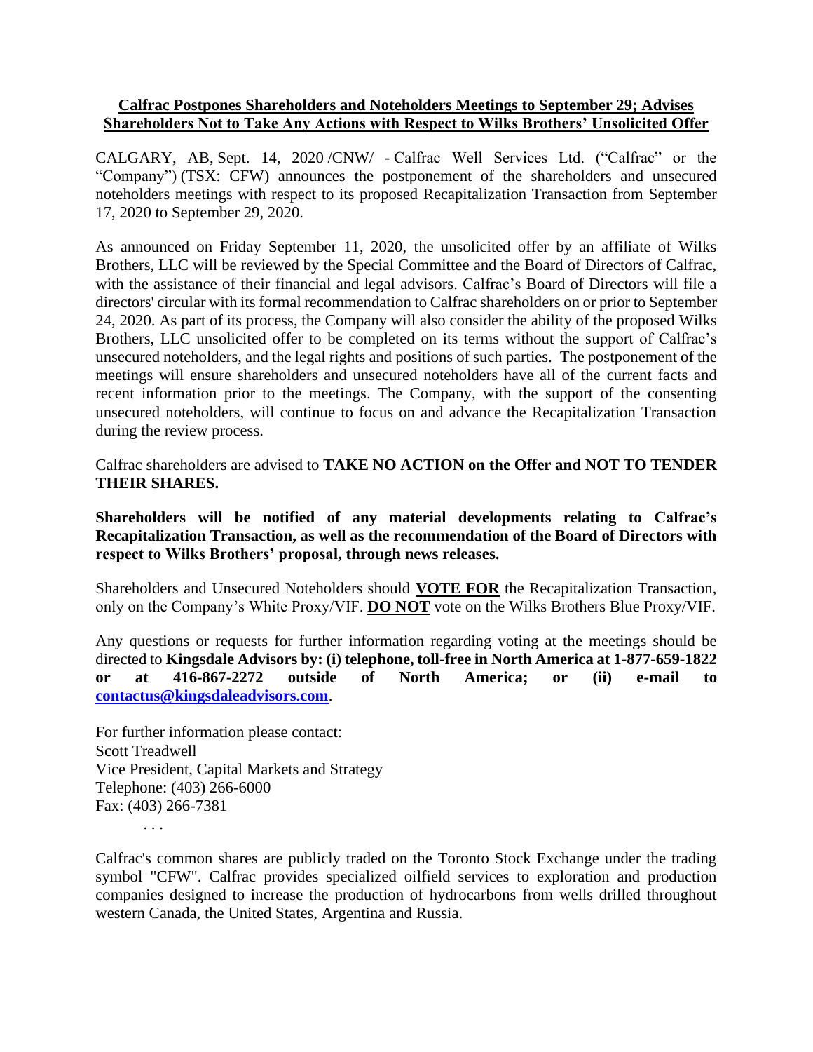**Calfrac Postpones Shareholders and Noteholders Meetings to September 29; Advises Shareholders Not to Take Any Actions with Respect to Wilks Brothers' Unsolicited Offer**

CALGARY, AB, Sept. 14, 2020 /CNW/ - Calfrac Well Services Ltd. ("Calfrac" or the "Company") (TSX: CFW) announces the postponement of the shareholders and unsecured noteholders meetings with respect to its proposed Recapitalization Transaction from September 17, 2020 to September 29, 2020.

As announced on Friday September 11, 2020, the unsolicited offer by an affiliate of Wilks Brothers, LLC will be reviewed by the Special Committee and the Board of Directors of Calfrac, with the assistance of their financial and legal advisors. Calfrac's Board of Directors will file a directors' circular with its formal recommendation to Calfrac shareholders on or prior to September 24, 2020. As part of its process, the Company will also consider the ability of the proposed Wilks Brothers, LLC unsolicited offer to be completed on its terms without the support of Calfrac's unsecured noteholders, and the legal rights and positions of such parties. The postponement of the meetings will ensure shareholders and unsecured noteholders have all of the current facts and recent information prior to the meetings. The Company, with the support of the consenting unsecured noteholders, will continue to focus on and advance the Recapitalization Transaction during the review process.

Calfrac shareholders are advised to **TAKE NO ACTION on the Offer and NOT TO TENDER THEIR SHARES.**

**Shareholders will be notified of any material developments relating to Calfrac's Recapitalization Transaction, as well as the recommendation of the Board of Directors with respect to Wilks Brothers' proposal, through news releases.**

Shareholders and Unsecured Noteholders should **VOTE FOR** the Recapitalization Transaction, only on the Company's White Proxy/VIF. **DO NOT** vote on the Wilks Brothers Blue Proxy/VIF.

Any questions or requests for further information regarding voting at the meetings should be directed to **Kingsdale Advisors by: (i) telephone, toll-free in North America at 1-877-659-1822 or at 416-867-2272 outside of North America; or (ii) e-mail to contactus@kingsdaleadvisors.com**.

For further information please contact:
Scott Treadwell
Vice President, Capital Markets and Strategy
Telephone: (403) 266-6000
Fax: (403) 266-7381

. . .

Calfrac's common shares are publicly traded on the Toronto Stock Exchange under the trading symbol "CFW". Calfrac provides specialized oilfield services to exploration and production companies designed to increase the production of hydrocarbons from wells drilled throughout western Canada, the United States, Argentina and Russia.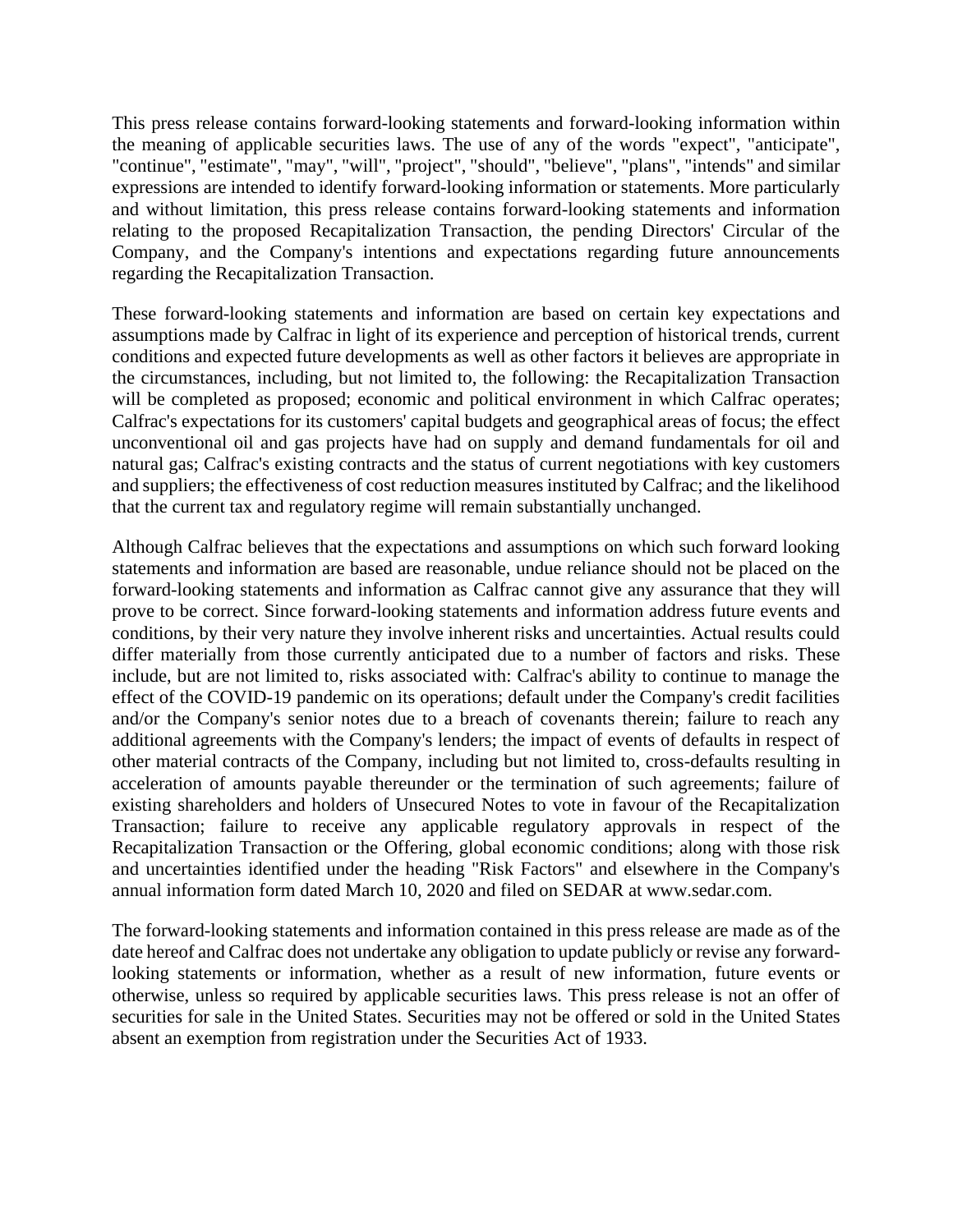This press release contains forward-looking statements and forward-looking information within the meaning of applicable securities laws. The use of any of the words "expect", "anticipate", "continue", "estimate", "may", "will", "project", "should", "believe", "plans", "intends" and similar expressions are intended to identify forward-looking information or statements. More particularly and without limitation, this press release contains forward-looking statements and information relating to the proposed Recapitalization Transaction, the pending Directors' Circular of the Company, and the Company's intentions and expectations regarding future announcements regarding the Recapitalization Transaction.

These forward-looking statements and information are based on certain key expectations and assumptions made by Calfrac in light of its experience and perception of historical trends, current conditions and expected future developments as well as other factors it believes are appropriate in the circumstances, including, but not limited to, the following: the Recapitalization Transaction will be completed as proposed; economic and political environment in which Calfrac operates; Calfrac's expectations for its customers' capital budgets and geographical areas of focus; the effect unconventional oil and gas projects have had on supply and demand fundamentals for oil and natural gas; Calfrac's existing contracts and the status of current negotiations with key customers and suppliers; the effectiveness of cost reduction measures instituted by Calfrac; and the likelihood that the current tax and regulatory regime will remain substantially unchanged.

Although Calfrac believes that the expectations and assumptions on which such forward looking statements and information are based are reasonable, undue reliance should not be placed on the forward-looking statements and information as Calfrac cannot give any assurance that they will prove to be correct. Since forward-looking statements and information address future events and conditions, by their very nature they involve inherent risks and uncertainties. Actual results could differ materially from those currently anticipated due to a number of factors and risks. These include, but are not limited to, risks associated with: Calfrac's ability to continue to manage the effect of the COVID-19 pandemic on its operations; default under the Company's credit facilities and/or the Company's senior notes due to a breach of covenants therein; failure to reach any additional agreements with the Company's lenders; the impact of events of defaults in respect of other material contracts of the Company, including but not limited to, cross-defaults resulting in acceleration of amounts payable thereunder or the termination of such agreements; failure of existing shareholders and holders of Unsecured Notes to vote in favour of the Recapitalization Transaction; failure to receive any applicable regulatory approvals in respect of the Recapitalization Transaction or the Offering, global economic conditions; along with those risk and uncertainties identified under the heading "Risk Factors" and elsewhere in the Company's annual information form dated March 10, 2020 and filed on SEDAR at www.sedar.com.

The forward-looking statements and information contained in this press release are made as of the date hereof and Calfrac does not undertake any obligation to update publicly or revise any forward-looking statements or information, whether as a result of new information, future events or otherwise, unless so required by applicable securities laws. This press release is not an offer of securities for sale in the United States. Securities may not be offered or sold in the United States absent an exemption from registration under the Securities Act of 1933.